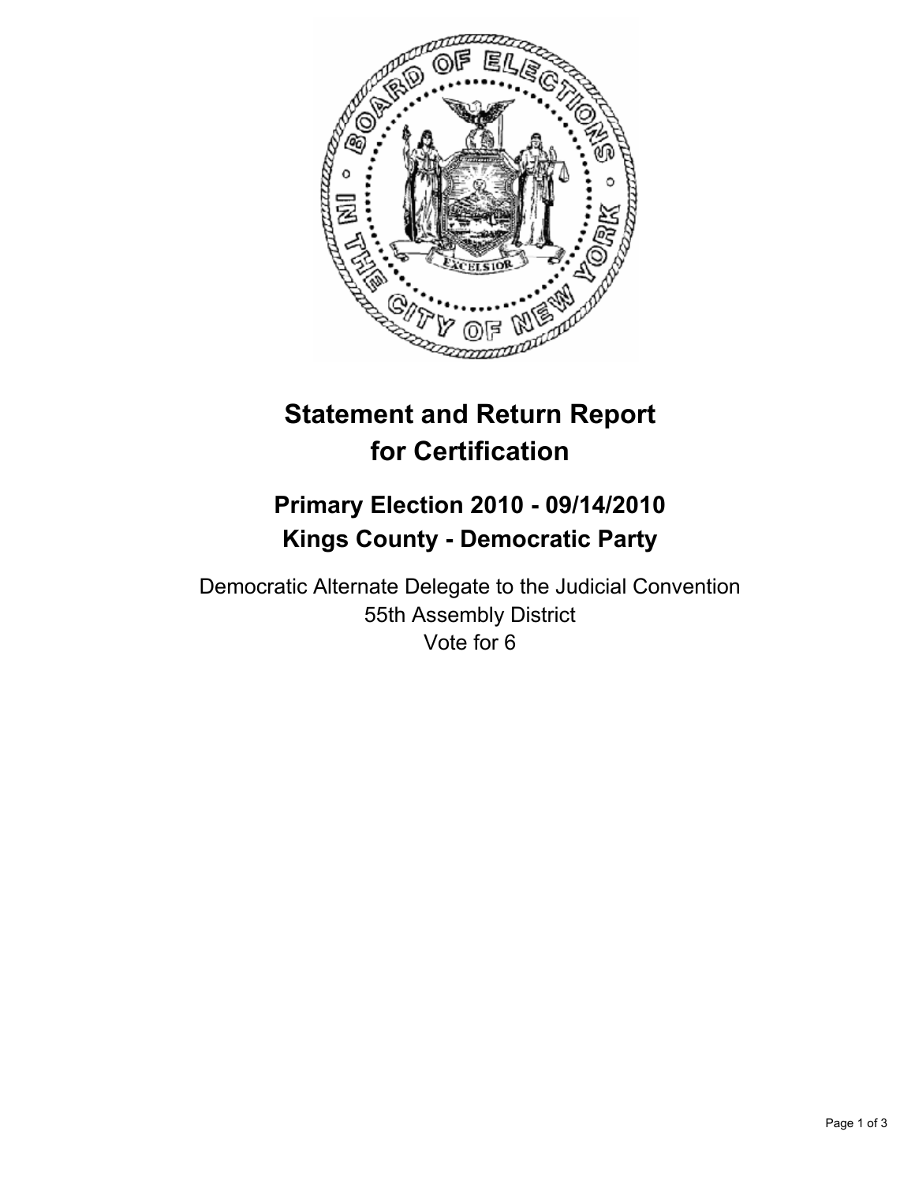# Statement and Return Report for Certification

## Primary Election 2010 - 09/14/2010
## Kings County - Democratic Party

Democratic Alternate Delegate to the Judicial Convention
55th Assembly District
Vote for 6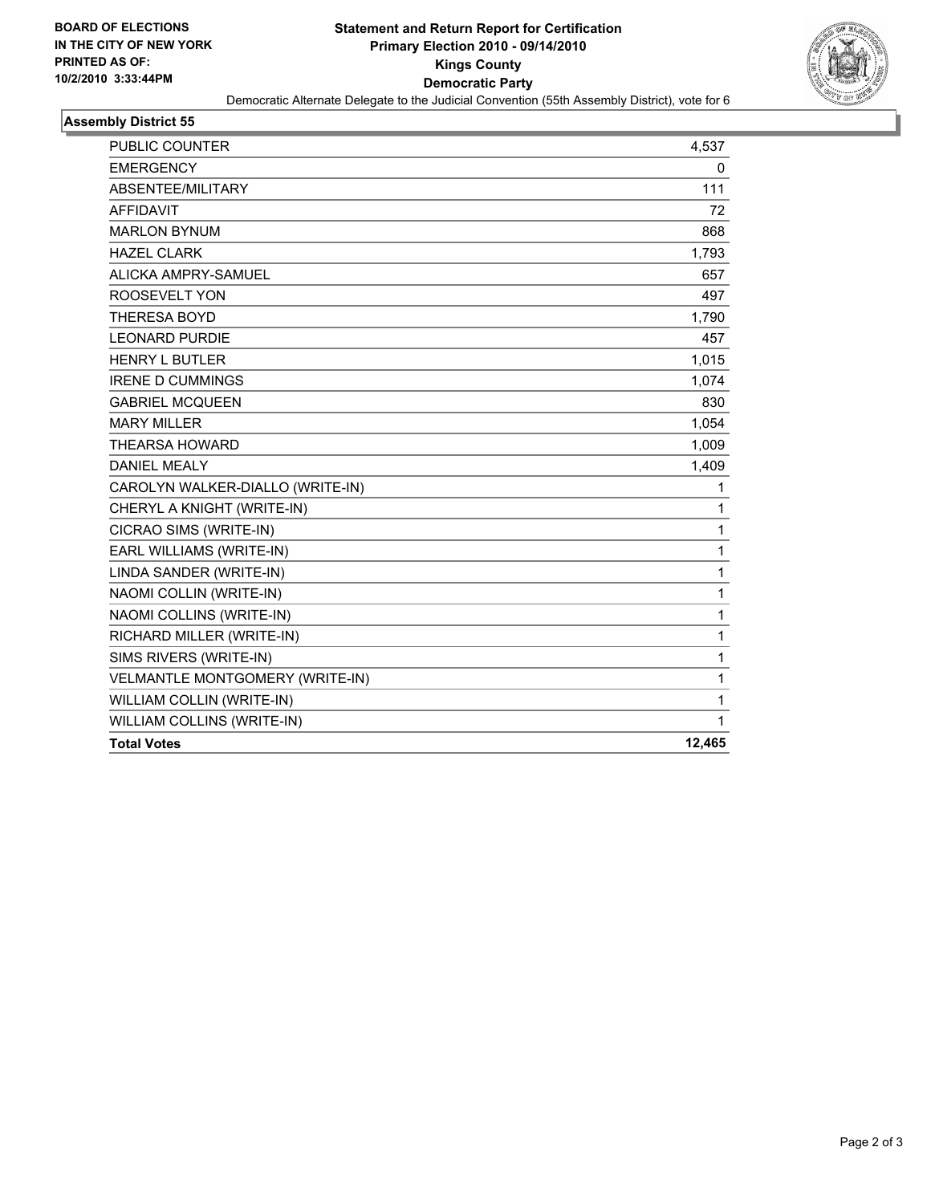**BOARD OF ELECTIONS IN THE CITY OF NEW YORK PRINTED AS OF: 10/2/2010 3:33:44PM**

# Statement and Return Report for Certification
## Primary Election 2010 - 09/14/2010
## Kings County
## Democratic Party

Democratic Alternate Delegate to the Judicial Convention (55th Assembly District), vote for 6

### Assembly District 55

| | |
|---|---|
| PUBLIC COUNTER | 4,537 |
| EMERGENCY | 0 |
| ABSENTEE/MILITARY | 111 |
| AFFIDAVIT | 72 |
| MARLON BYNUM | 868 |
| HAZEL CLARK | 1,793 |
| ALICKA AMPRY-SAMUEL | 657 |
| ROOSEVELT YON | 497 |
| THERESA BOYD | 1,790 |
| LEONARD PURDIE | 457 |
| HENRY L BUTLER | 1,015 |
| IRENE D CUMMINGS | 1,074 |
| GABRIEL MCQUEEN | 830 |
| MARY MILLER | 1,054 |
| THEARSA HOWARD | 1,009 |
| DANIEL MEALY | 1,409 |
| CAROLYN WALKER-DIALLO (WRITE-IN) | 1 |
| CHERYL A KNIGHT (WRITE-IN) | 1 |
| CICRAO SIMS (WRITE-IN) | 1 |
| EARL WILLIAMS (WRITE-IN) | 1 |
| LINDA SANDER (WRITE-IN) | 1 |
| NAOMI COLLIN (WRITE-IN) | 1 |
| NAOMI COLLINS (WRITE-IN) | 1 |
| RICHARD MILLER (WRITE-IN) | 1 |
| SIMS RIVERS (WRITE-IN) | 1 |
| VELMANTLE MONTGOMERY (WRITE-IN) | 1 |
| WILLIAM COLLIN (WRITE-IN) | 1 |
| WILLIAM COLLINS (WRITE-IN) | 1 |
| **Total Votes** | **12,465** |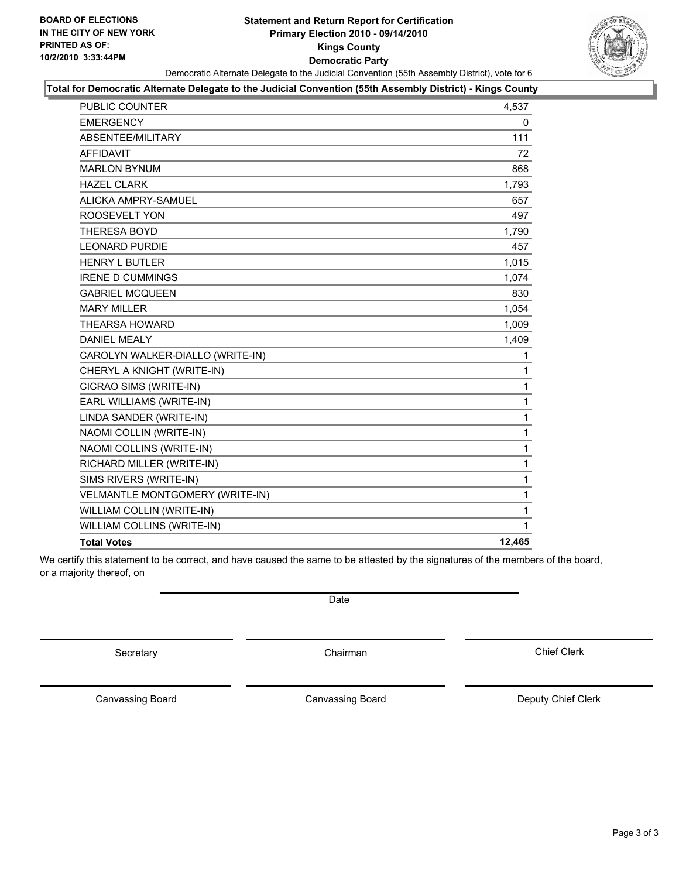**BOARD OF ELECTIONS IN THE CITY OF NEW YORK PRINTED AS OF: 10/2/2010 3:33:44PM**

# Statement and Return Report for Certification
## Primary Election 2010 - 09/14/2010
## Kings County
## Democratic Party

Democratic Alternate Delegate to the Judicial Convention (55th Assembly District), vote for 6

**Total for Democratic Alternate Delegate to the Judicial Convention (55th Assembly District) - Kings County**

| | |
|---|---|
| PUBLIC COUNTER | 4,537 |
| EMERGENCY | 0 |
| ABSENTEE/MILITARY | 111 |
| AFFIDAVIT | 72 |
| MARLON BYNUM | 868 |
| HAZEL CLARK | 1,793 |
| ALICKA AMPRY-SAMUEL | 657 |
| ROOSEVELT YON | 497 |
| THERESA BOYD | 1,790 |
| LEONARD PURDIE | 457 |
| HENRY L BUTLER | 1,015 |
| IRENE D CUMMINGS | 1,074 |
| GABRIEL MCQUEEN | 830 |
| MARY MILLER | 1,054 |
| THEARSA HOWARD | 1,009 |
| DANIEL MEALY | 1,409 |
| CAROLYN WALKER-DIALLO (WRITE-IN) | 1 |
| CHERYL A KNIGHT (WRITE-IN) | 1 |
| CICRAO SIMS (WRITE-IN) | 1 |
| EARL WILLIAMS (WRITE-IN) | 1 |
| LINDA SANDER (WRITE-IN) | 1 |
| NAOMI COLLIN (WRITE-IN) | 1 |
| NAOMI COLLINS (WRITE-IN) | 1 |
| RICHARD MILLER (WRITE-IN) | 1 |
| SIMS RIVERS (WRITE-IN) | 1 |
| VELMANTLE MONTGOMERY (WRITE-IN) | 1 |
| WILLIAM COLLIN (WRITE-IN) | 1 |
| WILLIAM COLLINS (WRITE-IN) | 1 |
| **Total Votes** | **12,465** |

We certify this statement to be correct, and have caused the same to be attested by the signatures of the members of the board, or a majority thereof, on

Date

Secretary | Chairman | Chief Clerk

Canvassing Board | Canvassing Board | Deputy Chief Clerk